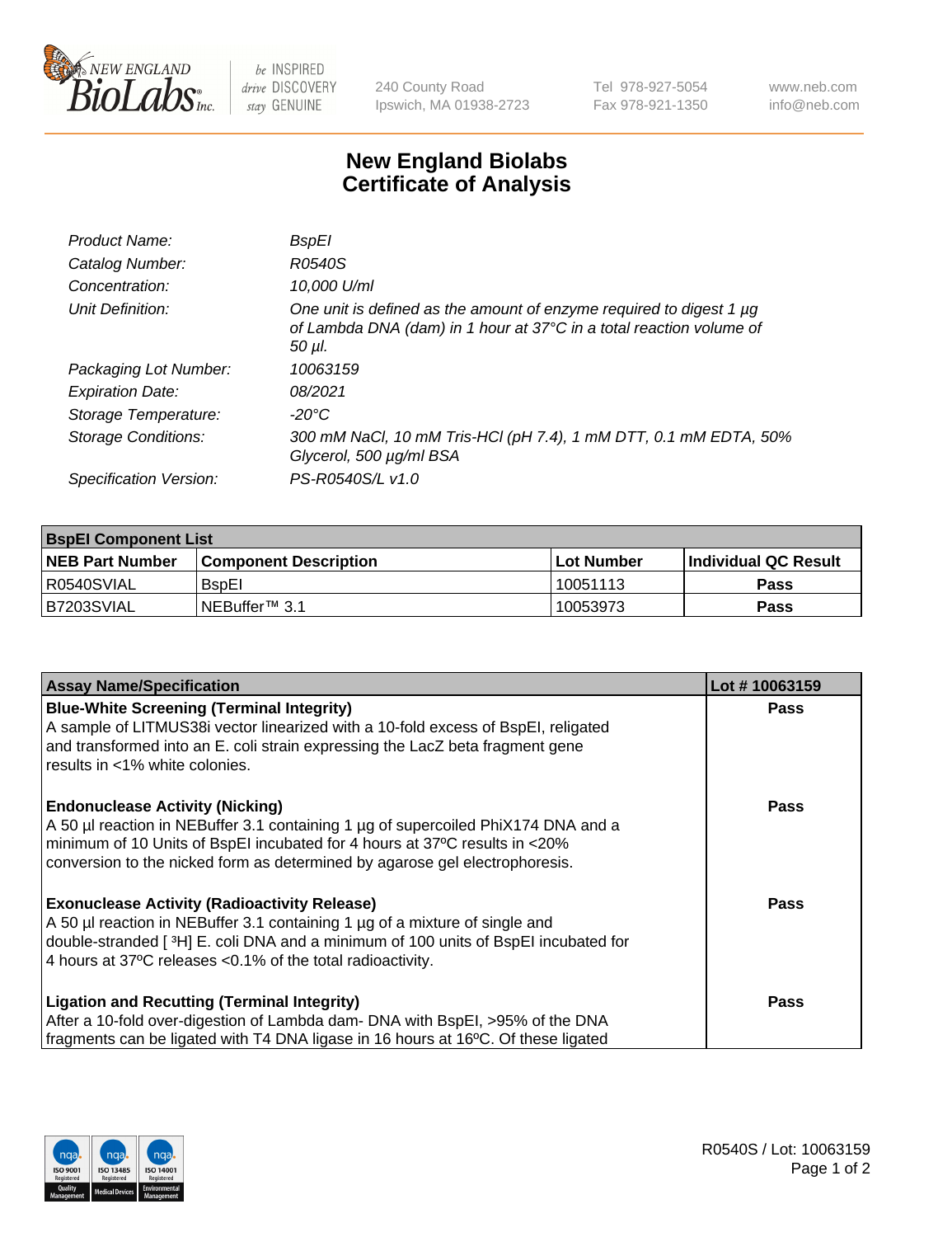# New England Biolabs
# Certificate of Analysis

| | |
|---|---|
| *Product Name:* | *BspEI* |
| *Catalog Number:* | *R0540S* |
| *Concentration:* | *10,000 U/ml* |
| *Unit Definition:* | *One unit is defined as the amount of enzyme required to digest 1 µg of Lambda DNA (dam) in 1 hour at 37°C in a total reaction volume of 50 µl.* |
| *Packaging Lot Number:* | *10063159* |
| *Expiration Date:* | *08/2021* |
| *Storage Temperature:* | *-20°C* |
| *Storage Conditions:* | *300 mM NaCl, 10 mM Tris-HCl (pH 7.4), 1 mM DTT, 0.1 mM EDTA, 50% Glycerol, 500 µg/ml BSA* |
| *Specification Version:* | *PS-R0540S/L v1.0* |

| **BspEI Component List** | | | |
|---|---|---|---|
| **NEB Part Number** | **Component Description** | **Lot Number** | **Individual QC Result** |
| R0540SVIAL | BspEI | 10051113 | **Pass** |
| B7203SVIAL | NEBuffer™ 3.1 | 10053973 | **Pass** |

| **Assay Name/Specification** | **Lot # 10063159** |
|---|---|
| **Blue-White Screening (Terminal Integrity)**<br>A sample of LITMUS38i vector linearized with a 10-fold excess of BspEI, religated and transformed into an E. coli strain expressing the LacZ beta fragment gene results in <1% white colonies. | **Pass** |
| **Endonuclease Activity (Nicking)**<br>A 50 µl reaction in NEBuffer 3.1 containing 1 µg of supercoiled PhiX174 DNA and a minimum of 10 Units of BspEI incubated for 4 hours at 37ºC results in <20% conversion to the nicked form as determined by agarose gel electrophoresis. | **Pass** |
| **Exonuclease Activity (Radioactivity Release)**<br>A 50 µl reaction in NEBuffer 3.1 containing 1 µg of a mixture of single and double-stranded [ $^3$H] E. coli DNA and a minimum of 100 units of BspEI incubated for 4 hours at 37ºC releases <0.1% of the total radioactivity. | **Pass** |
| **Ligation and Recutting (Terminal Integrity)**<br>After a 10-fold over-digestion of Lambda dam- DNA with BspEI, >95% of the DNA fragments can be ligated with T4 DNA ligase in 16 hours at 16ºC. Of these ligated | **Pass** |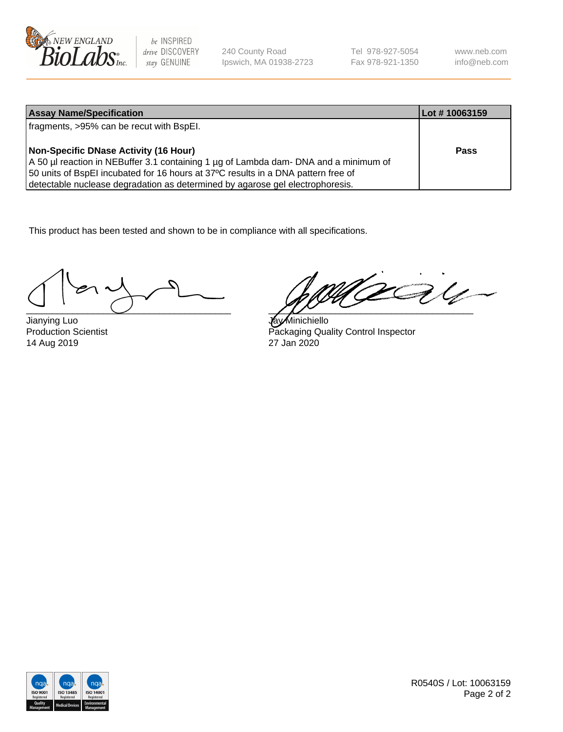| Assay Name/Specification | Lot # 10063159 |
|---|---|
| fragments, >95% can be recut with BspEI. | |
| **Non-Specific DNase Activity (16 Hour)**<br>A 50 µl reaction in NEBuffer 3.1 containing 1 µg of Lambda dam- DNA and a minimum of 50 units of BspEI incubated for 16 hours at 37ºC results in a DNA pattern free of detectable nuclease degradation as determined by agarose gel electrophoresis. | **Pass** |

This product has been tested and shown to be in compliance with all specifications.

Jianying Luo
Production Scientist
14 Aug 2019

Jay Minichiello
Packaging Quality Control Inspector
27 Jan 2020

R0540S / Lot: 10063159